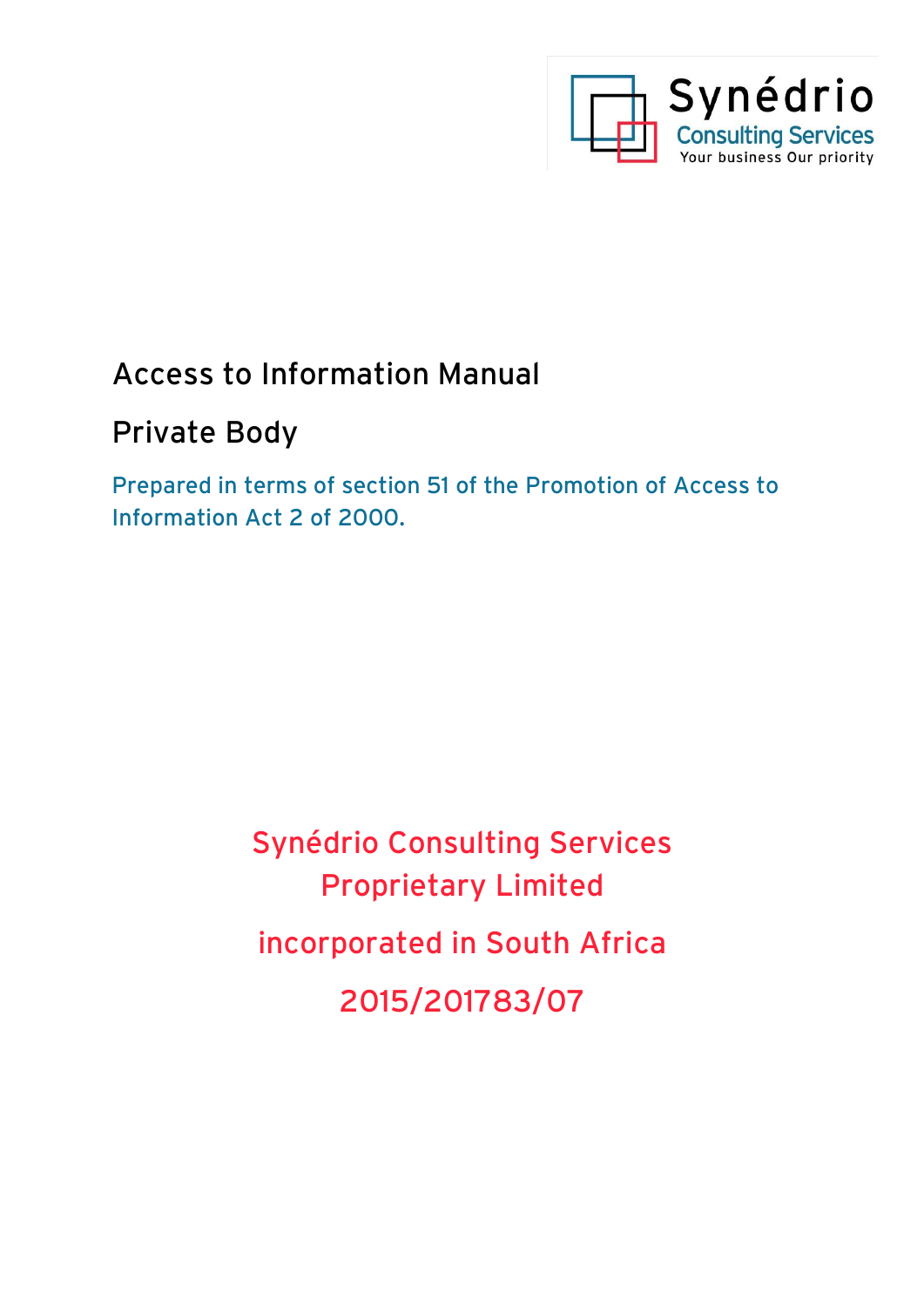Synédrio

Consulting Services

Your business Our priority

# Access to Information Manual

## Private Body

Prepared in terms of section 51 of the Promotion of Access to Information Act 2 of 2000.

Synédrio Consulting Services Proprietary Limited

incorporated in South Africa

2015/201783/07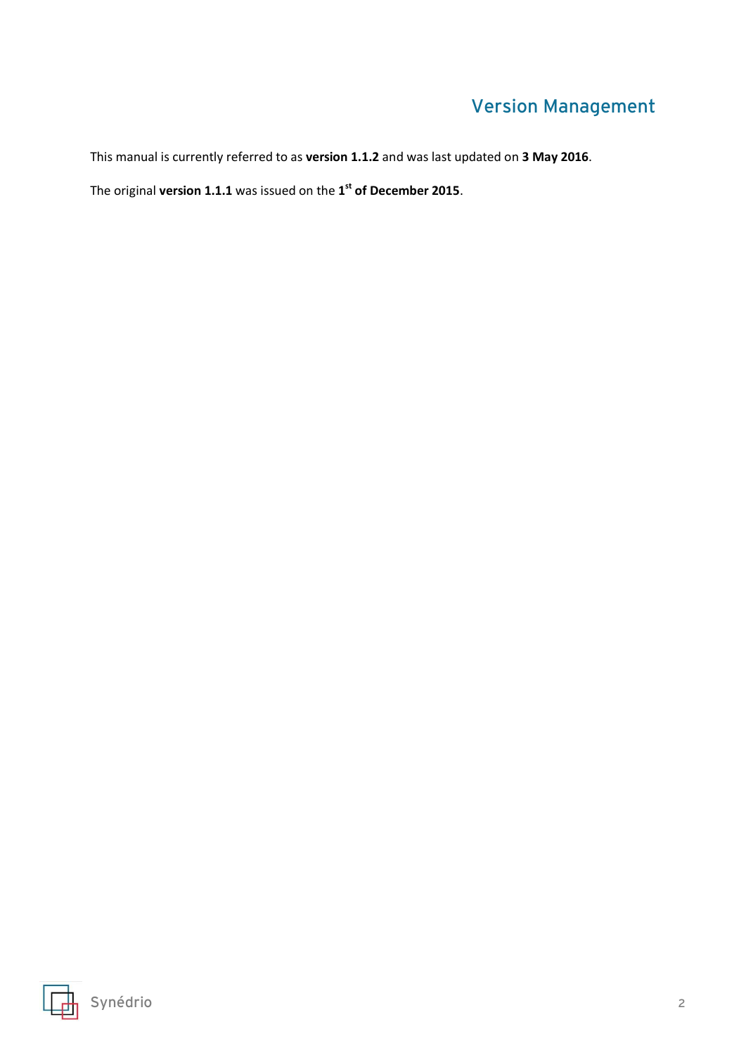# Version Management

This manual is currently referred to as **version 1.1.2** and was last updated on **3 May 2016**.

The original **version 1.1.1** was issued on the **1st of December 2015**.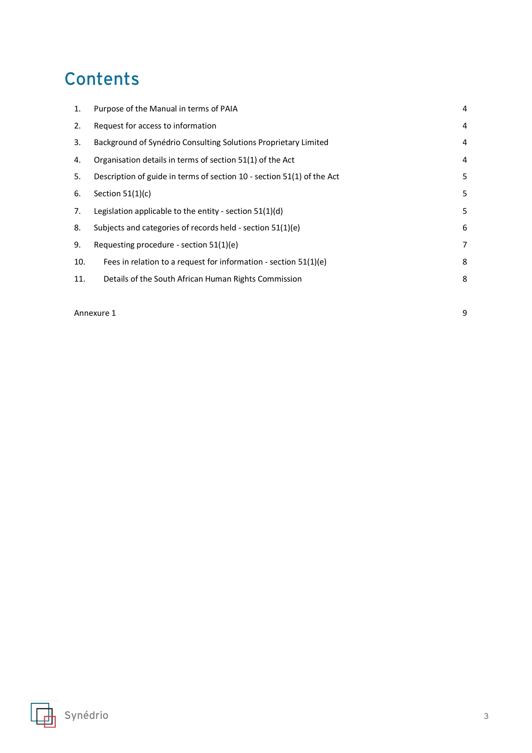# Contents

| | | |
|---|---|---|
| 1. | Purpose of the Manual in terms of PAIA | 4 |
| 2. | Request for access to information | 4 |
| 3. | Background of Synédrio Consulting Solutions Proprietary Limited | 4 |
| 4. | Organisation details in terms of section 51(1) of the Act | 4 |
| 5. | Description of guide in terms of section 10 - section 51(1) of the Act | 5 |
| 6. | Section 51(1)(c) | 5 |
| 7. | Legislation applicable to the entity - section 51(1)(d) | 5 |
| 8. | Subjects and categories of records held - section 51(1)(e) | 6 |
| 9. | Requesting procedure - section 51(1)(e) | 7 |
| 10. | Fees in relation to a request for information - section 51(1)(e) | 8 |
| 11. | Details of the South African Human Rights Commission | 8 |
| | Annexure 1 | 9 |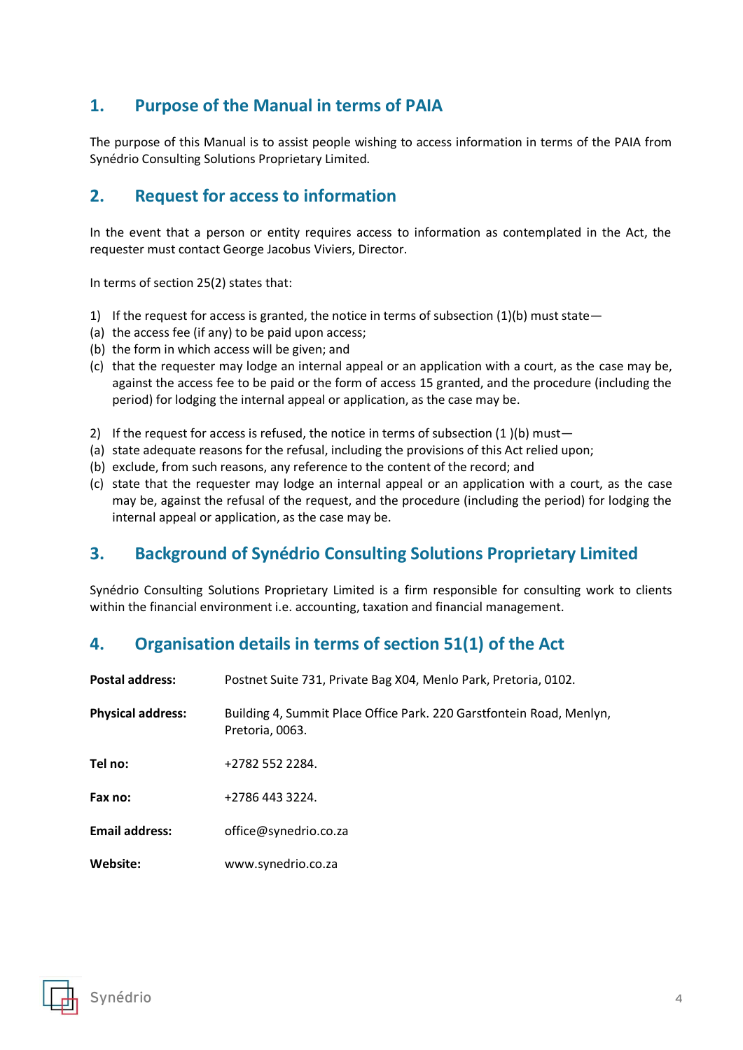## 1. Purpose of the Manual in terms of PAIA

The purpose of this Manual is to assist people wishing to access information in terms of the PAIA from Synédrio Consulting Solutions Proprietary Limited.

## 2. Request for access to information

In the event that a person or entity requires access to information as contemplated in the Act, the requester must contact George Jacobus Viviers, Director.

In terms of section 25(2) states that:

1) If the request for access is granted, the notice in terms of subsection (1)(b) must state—
(a) the access fee (if any) to be paid upon access;
(b) the form in which access will be given; and
(c) that the requester may lodge an internal appeal or an application with a court, as the case may be, against the access fee to be paid or the form of access 15 granted, and the procedure (including the period) for lodging the internal appeal or application, as the case may be.

2) If the request for access is refused, the notice in terms of subsection (1 )(b) must—
(a) state adequate reasons for the refusal, including the provisions of this Act relied upon;
(b) exclude, from such reasons, any reference to the content of the record; and
(c) state that the requester may lodge an internal appeal or an application with a court, as the case may be, against the refusal of the request, and the procedure (including the period) for lodging the internal appeal or application, as the case may be.

## 3. Background of Synédrio Consulting Solutions Proprietary Limited

Synédrio Consulting Solutions Proprietary Limited is a firm responsible for consulting work to clients within the financial environment i.e. accounting, taxation and financial management.

## 4. Organisation details in terms of section 51(1) of the Act

**Postal address:** Postnet Suite 731, Private Bag X04, Menlo Park, Pretoria, 0102.

**Physical address:** Building 4, Summit Place Office Park. 220 Garstfontein Road, Menlyn, Pretoria, 0063.

**Tel no:** +2782 552 2284.

**Fax no:** +2786 443 3224.

**Email address:** office@synedrio.co.za

**Website:** www.synedrio.co.za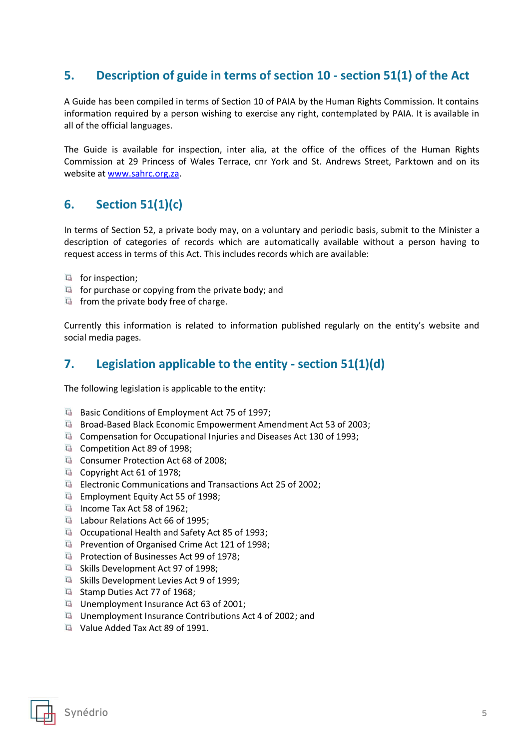## 5. Description of guide in terms of section 10 - section 51(1) of the Act

A Guide has been compiled in terms of Section 10 of PAIA by the Human Rights Commission. It contains information required by a person wishing to exercise any right, contemplated by PAIA. It is available in all of the official languages.

The Guide is available for inspection, inter alia, at the office of the offices of the Human Rights Commission at 29 Princess of Wales Terrace, cnr York and St. Andrews Street, Parktown and on its website at [www.sahrc.org.za](http://www.sahrc.org.za).

## 6. Section 51(1)(c)

In terms of Section 52, a private body may, on a voluntary and periodic basis, submit to the Minister a description of categories of records which are automatically available without a person having to request access in terms of this Act. This includes records which are available:

- for inspection;
- for purchase or copying from the private body; and
- from the private body free of charge.

Currently this information is related to information published regularly on the entity's website and social media pages.

## 7. Legislation applicable to the entity - section 51(1)(d)

The following legislation is applicable to the entity:

- Basic Conditions of Employment Act 75 of 1997;
- Broad-Based Black Economic Empowerment Amendment Act 53 of 2003;
- Compensation for Occupational Injuries and Diseases Act 130 of 1993;
- Competition Act 89 of 1998;
- Consumer Protection Act 68 of 2008;
- Copyright Act 61 of 1978;
- Electronic Communications and Transactions Act 25 of 2002;
- Employment Equity Act 55 of 1998;
- Income Tax Act 58 of 1962;
- Labour Relations Act 66 of 1995;
- Occupational Health and Safety Act 85 of 1993;
- Prevention of Organised Crime Act 121 of 1998;
- Protection of Businesses Act 99 of 1978;
- Skills Development Act 97 of 1998;
- Skills Development Levies Act 9 of 1999;
- Stamp Duties Act 77 of 1968;
- Unemployment Insurance Act 63 of 2001;
- Unemployment Insurance Contributions Act 4 of 2002; and
- Value Added Tax Act 89 of 1991.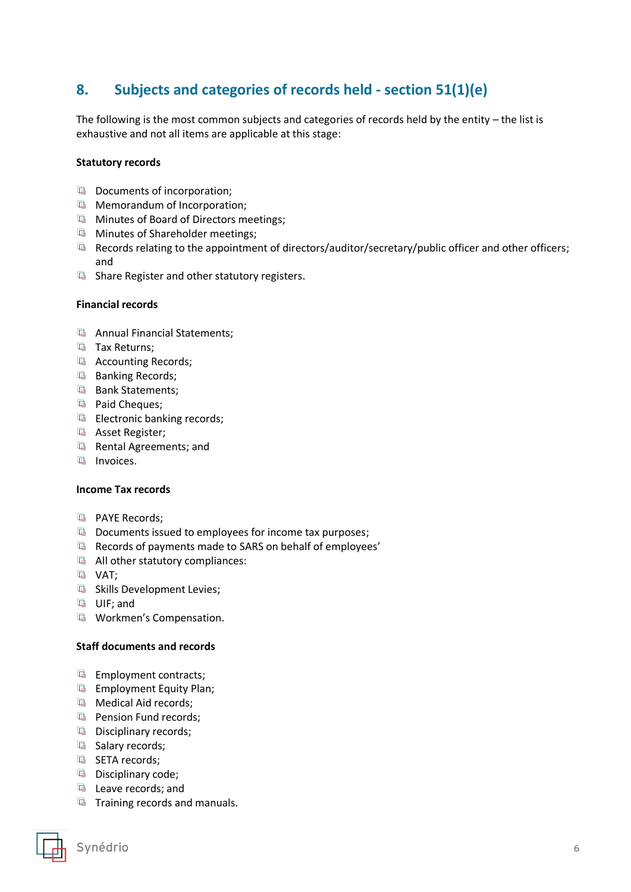## 8. Subjects and categories of records held - section 51(1)(e)

The following is the most common subjects and categories of records held by the entity – the list is exhaustive and not all items are applicable at this stage:

**Statutory records**

- Documents of incorporation;
- Memorandum of Incorporation;
- Minutes of Board of Directors meetings;
- Minutes of Shareholder meetings;
- Records relating to the appointment of directors/auditor/secretary/public officer and other officers; and
- Share Register and other statutory registers.

**Financial records**

- Annual Financial Statements;
- Tax Returns;
- Accounting Records;
- Banking Records;
- Bank Statements;
- Paid Cheques;
- Electronic banking records;
- Asset Register;
- Rental Agreements; and
- Invoices.

**Income Tax records**

- PAYE Records;
- Documents issued to employees for income tax purposes;
- Records of payments made to SARS on behalf of employees'
- All other statutory compliances:
- VAT;
- Skills Development Levies;
- UIF; and
- Workmen's Compensation.

**Staff documents and records**

- Employment contracts;
- Employment Equity Plan;
- Medical Aid records;
- Pension Fund records;
- Disciplinary records;
- Salary records;
- SETA records;
- Disciplinary code;
- Leave records; and
- Training records and manuals.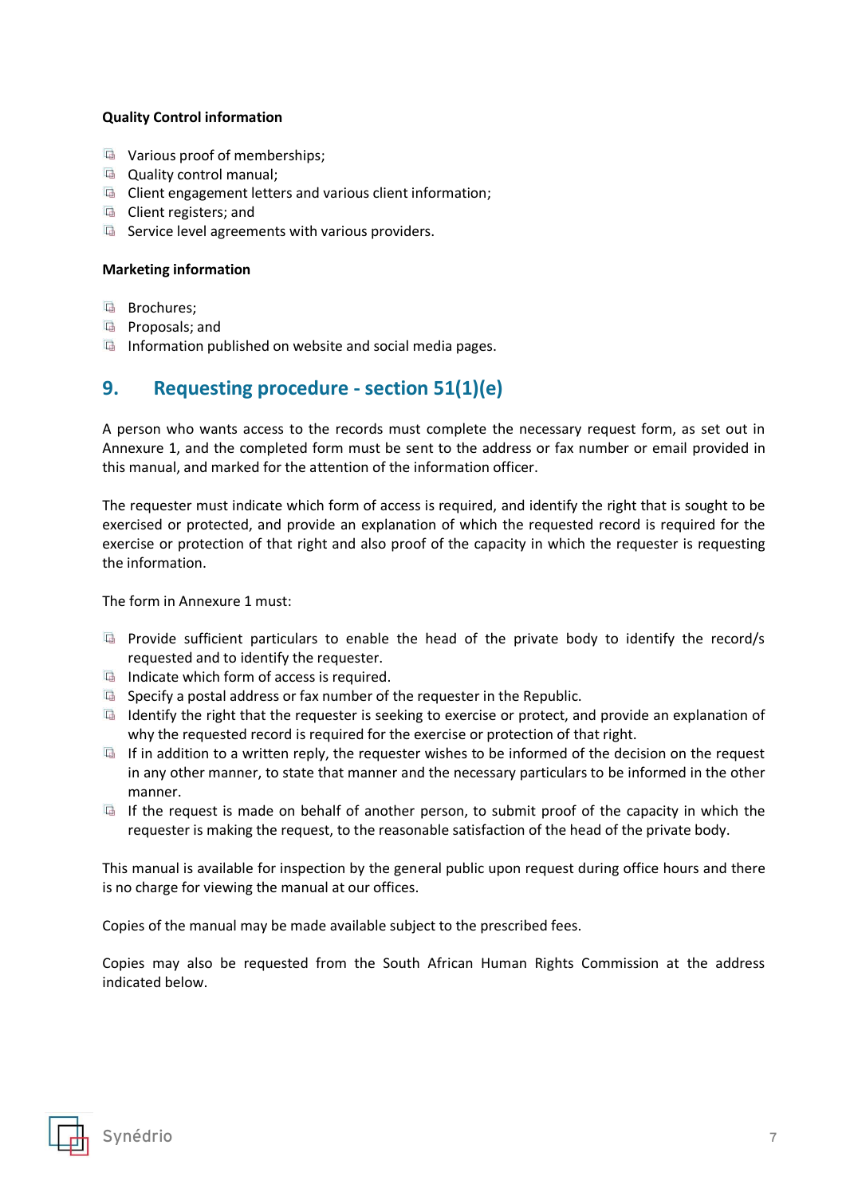**Quality Control information**

- Various proof of memberships;
- Quality control manual;
- Client engagement letters and various client information;
- Client registers; and
- Service level agreements with various providers.

**Marketing information**

- Brochures;
- Proposals; and
- Information published on website and social media pages.

## 9. Requesting procedure - section 51(1)(e)

A person who wants access to the records must complete the necessary request form, as set out in Annexure 1, and the completed form must be sent to the address or fax number or email provided in this manual, and marked for the attention of the information officer.

The requester must indicate which form of access is required, and identify the right that is sought to be exercised or protected, and provide an explanation of which the requested record is required for the exercise or protection of that right and also proof of the capacity in which the requester is requesting the information.

The form in Annexure 1 must:

- Provide sufficient particulars to enable the head of the private body to identify the record/s requested and to identify the requester.
- Indicate which form of access is required.
- Specify a postal address or fax number of the requester in the Republic.
- Identify the right that the requester is seeking to exercise or protect, and provide an explanation of why the requested record is required for the exercise or protection of that right.
- If in addition to a written reply, the requester wishes to be informed of the decision on the request in any other manner, to state that manner and the necessary particulars to be informed in the other manner.
- If the request is made on behalf of another person, to submit proof of the capacity in which the requester is making the request, to the reasonable satisfaction of the head of the private body.

This manual is available for inspection by the general public upon request during office hours and there is no charge for viewing the manual at our offices.

Copies of the manual may be made available subject to the prescribed fees.

Copies may also be requested from the South African Human Rights Commission at the address indicated below.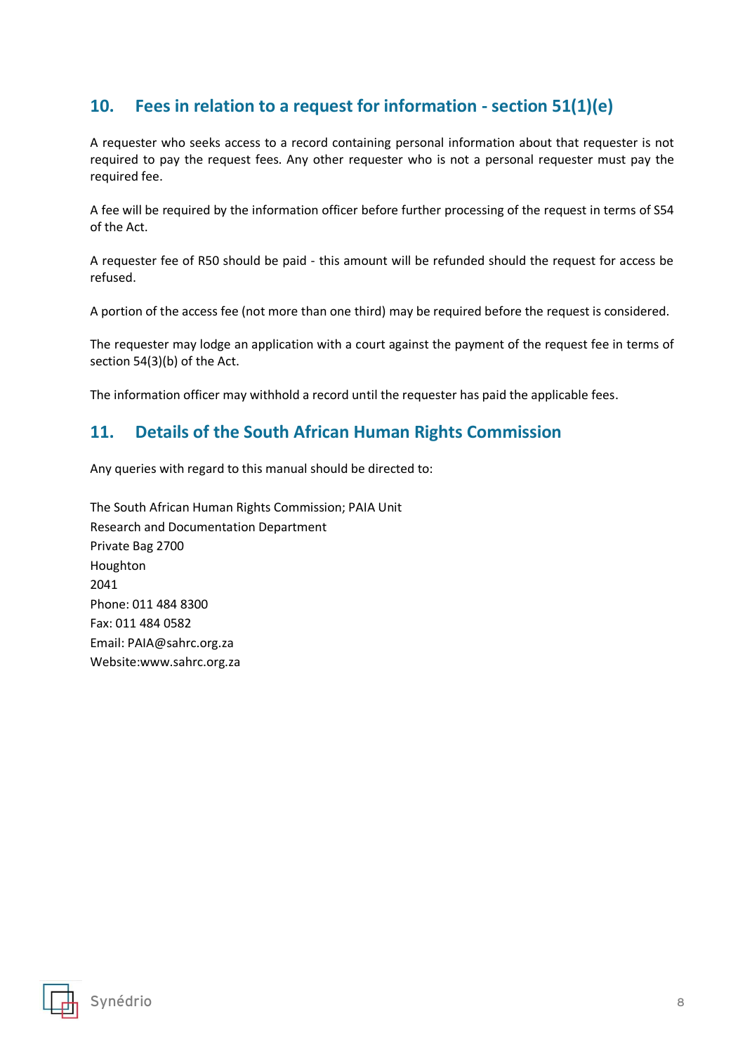## 10. Fees in relation to a request for information - section 51(1)(e)

A requester who seeks access to a record containing personal information about that requester is not required to pay the request fees. Any other requester who is not a personal requester must pay the required fee.

A fee will be required by the information officer before further processing of the request in terms of S54 of the Act.

A requester fee of R50 should be paid - this amount will be refunded should the request for access be refused.

A portion of the access fee (not more than one third) may be required before the request is considered.

The requester may lodge an application with a court against the payment of the request fee in terms of section 54(3)(b) of the Act.

The information officer may withhold a record until the requester has paid the applicable fees.

## 11. Details of the South African Human Rights Commission

Any queries with regard to this manual should be directed to:

The South African Human Rights Commission; PAIA Unit
Research and Documentation Department
Private Bag 2700
Houghton
2041
Phone: 011 484 8300
Fax: 011 484 0582
Email: PAIA@sahrc.org.za
Website:www.sahrc.org.za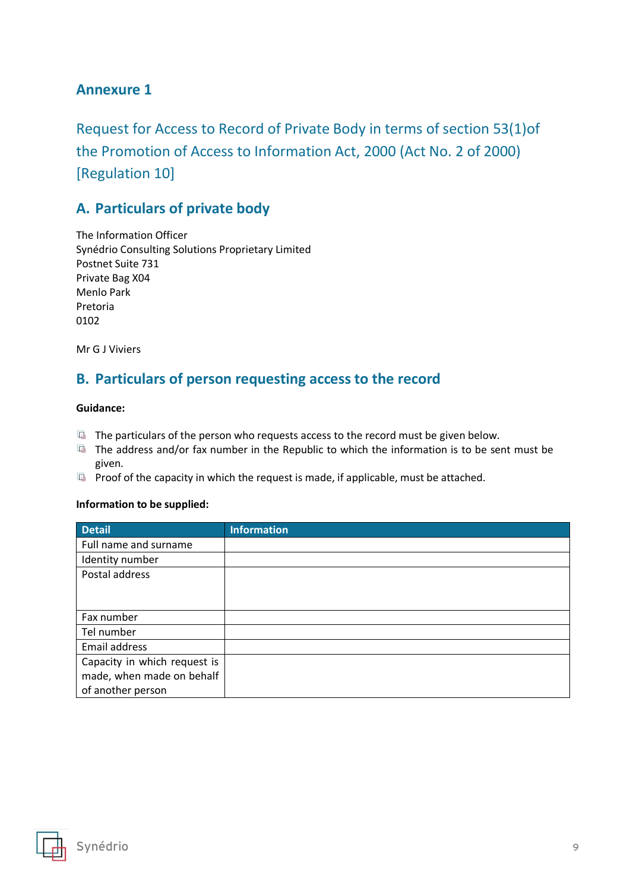## Annexure 1

### Request for Access to Record of Private Body in terms of section 53(1)of the Promotion of Access to Information Act, 2000 (Act No. 2 of 2000) [Regulation 10]

## A. Particulars of private body

The Information Officer
Synédrio Consulting Solutions Proprietary Limited
Postnet Suite 731
Private Bag X04
Menlo Park
Pretoria
0102

Mr G J Viviers

## B. Particulars of person requesting access to the record

**Guidance:**

- The particulars of the person who requests access to the record must be given below.
- The address and/or fax number in the Republic to which the information is to be sent must be given.
- Proof of the capacity in which the request is made, if applicable, must be attached.

**Information to be supplied:**

| Detail | Information |
|---|---|
| Full name and surname | |
| Identity number | |
| Postal address | |
| Fax number | |
| Tel number | |
| Email address | |
| Capacity in which request is made, when made on behalf of another person | |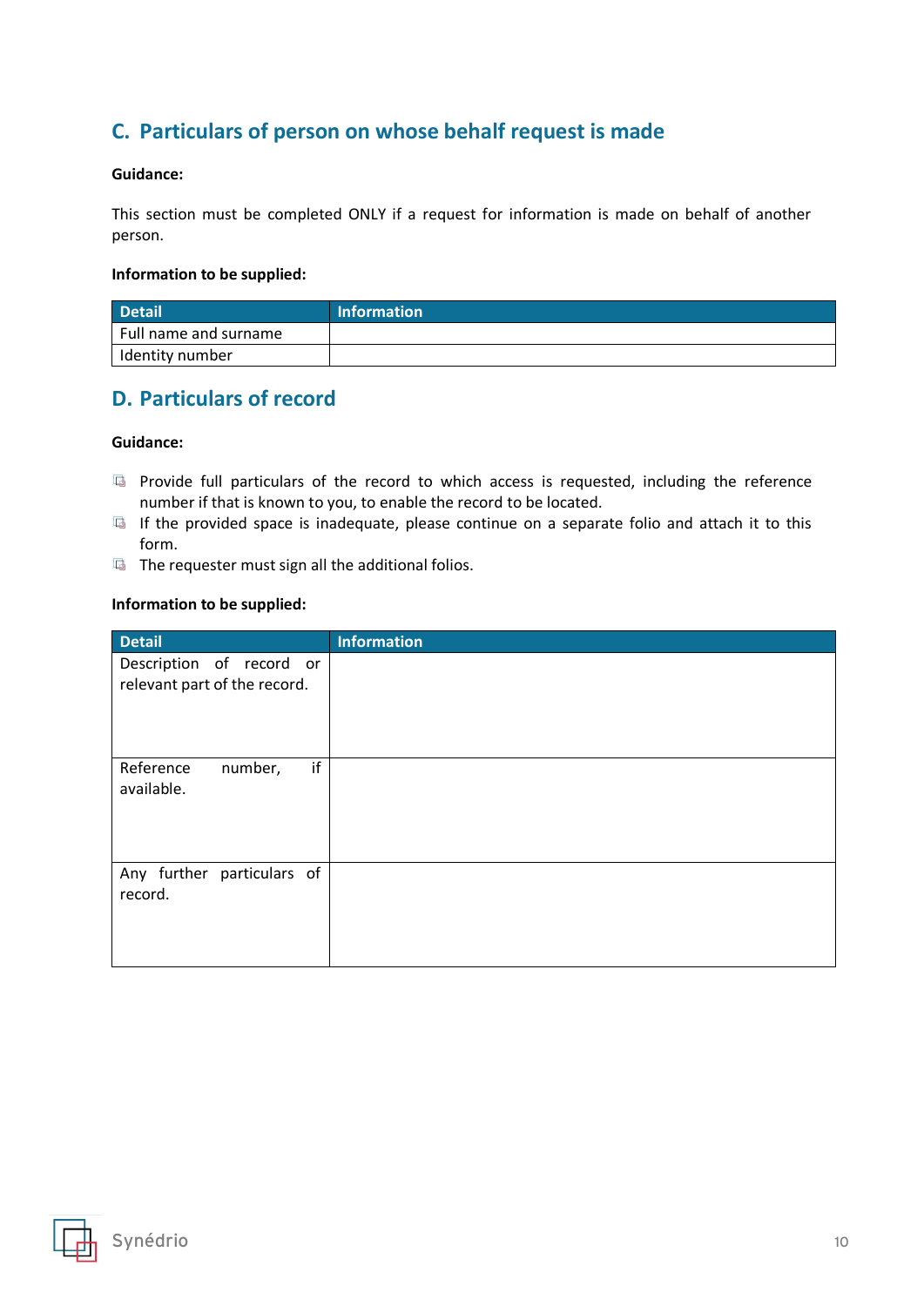## C. Particulars of person on whose behalf request is made

**Guidance:**

This section must be completed ONLY if a request for information is made on behalf of another person.

**Information to be supplied:**

| Detail | Information |
| --- | --- |
| Full name and surname | |
| Identity number | |

## D. Particulars of record

**Guidance:**

- Provide full particulars of the record to which access is requested, including the reference number if that is known to you, to enable the record to be located.
- If the provided space is inadequate, please continue on a separate folio and attach it to this form.
- The requester must sign all the additional folios.

**Information to be supplied:**

| Detail | Information |
| --- | --- |
| Description of record or relevant part of the record. | |
| Reference number, if available. | |
| Any further particulars of record. | |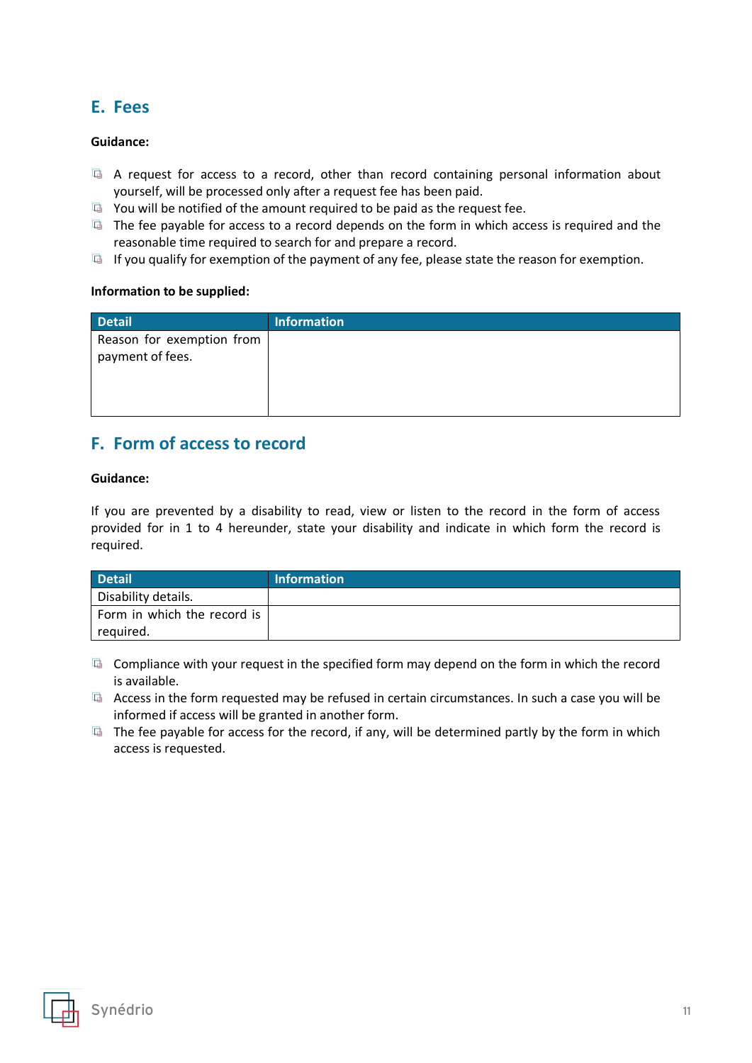## E. Fees

**Guidance:**

- A request for access to a record, other than record containing personal information about yourself, will be processed only after a request fee has been paid.
- You will be notified of the amount required to be paid as the request fee.
- The fee payable for access to a record depends on the form in which access is required and the reasonable time required to search for and prepare a record.
- If you qualify for exemption of the payment of any fee, please state the reason for exemption.

**Information to be supplied:**

| Detail | Information |
|---|---|
| Reason for exemption from payment of fees. | |

## F. Form of access to record

**Guidance:**

If you are prevented by a disability to read, view or listen to the record in the form of access provided for in 1 to 4 hereunder, state your disability and indicate in which form the record is required.

| Detail | Information |
|---|---|
| Disability details. | |
| Form in which the record is required. | |

- Compliance with your request in the specified form may depend on the form in which the record is available.
- Access in the form requested may be refused in certain circumstances. In such a case you will be informed if access will be granted in another form.
- The fee payable for access for the record, if any, will be determined partly by the form in which access is requested.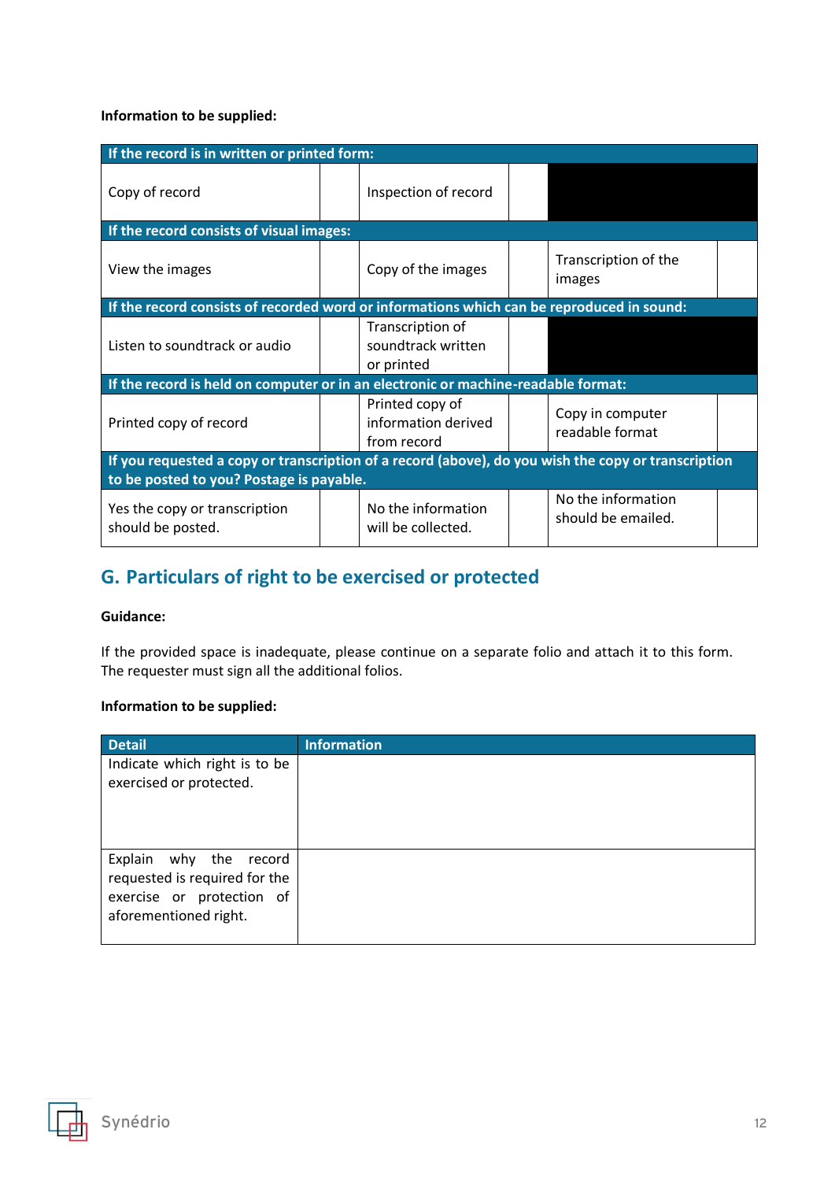**Information to be supplied:**

| If the record is in written or printed form: | | | | | |
|---|---|---|---|---|---|
| Copy of record | | Inspection of record | | | |
| **If the record consists of visual images:** | | | | | |
| View the images | | Copy of the images | | Transcription of the images | |
| **If the record consists of recorded word or informations which can be reproduced in sound:** | | | | | |
| Listen to soundtrack or audio | | Transcription of soundtrack written or printed | | | |
| **If the record is held on computer or in an electronic or machine-readable format:** | | | | | |
| Printed copy of record | | Printed copy of information derived from record | | Copy in computer readable format | |
| **If you requested a copy or transcription of a record (above), do you wish the copy or transcription to be posted to you? Postage is payable.** | | | | | |
| Yes the copy or transcription should be posted. | | No the information will be collected. | | No the information should be emailed. | |

## G. Particulars of right to be exercised or protected

**Guidance:**

If the provided space is inadequate, please continue on a separate folio and attach it to this form. The requester must sign all the additional folios.

**Information to be supplied:**

| Detail | Information |
|---|---|
| Indicate which right is to be exercised or protected. | |
| Explain why the record requested is required for the exercise or protection of aforementioned right. | |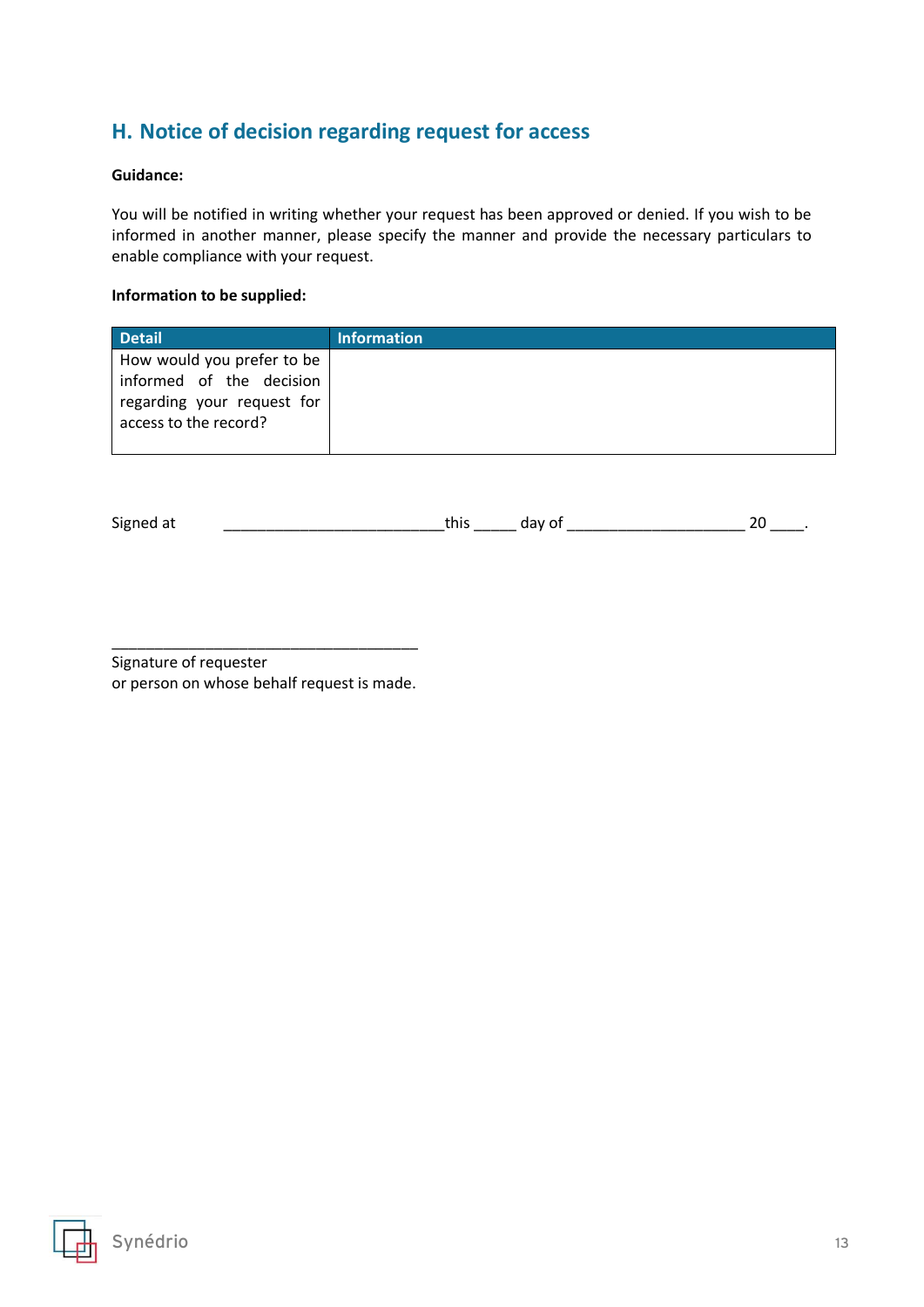## H. Notice of decision regarding request for access

**Guidance:**

You will be notified in writing whether your request has been approved or denied. If you wish to be informed in another manner, please specify the manner and provide the necessary particulars to enable compliance with your request.

**Information to be supplied:**

| Detail | Information |
| --- | --- |
| How would you prefer to be informed of the decision regarding your request for access to the record? | |

Signed at ___________________________this _____ day of _____________________ 20 ____.

_____________________________________
Signature of requester
or person on whose behalf request is made.